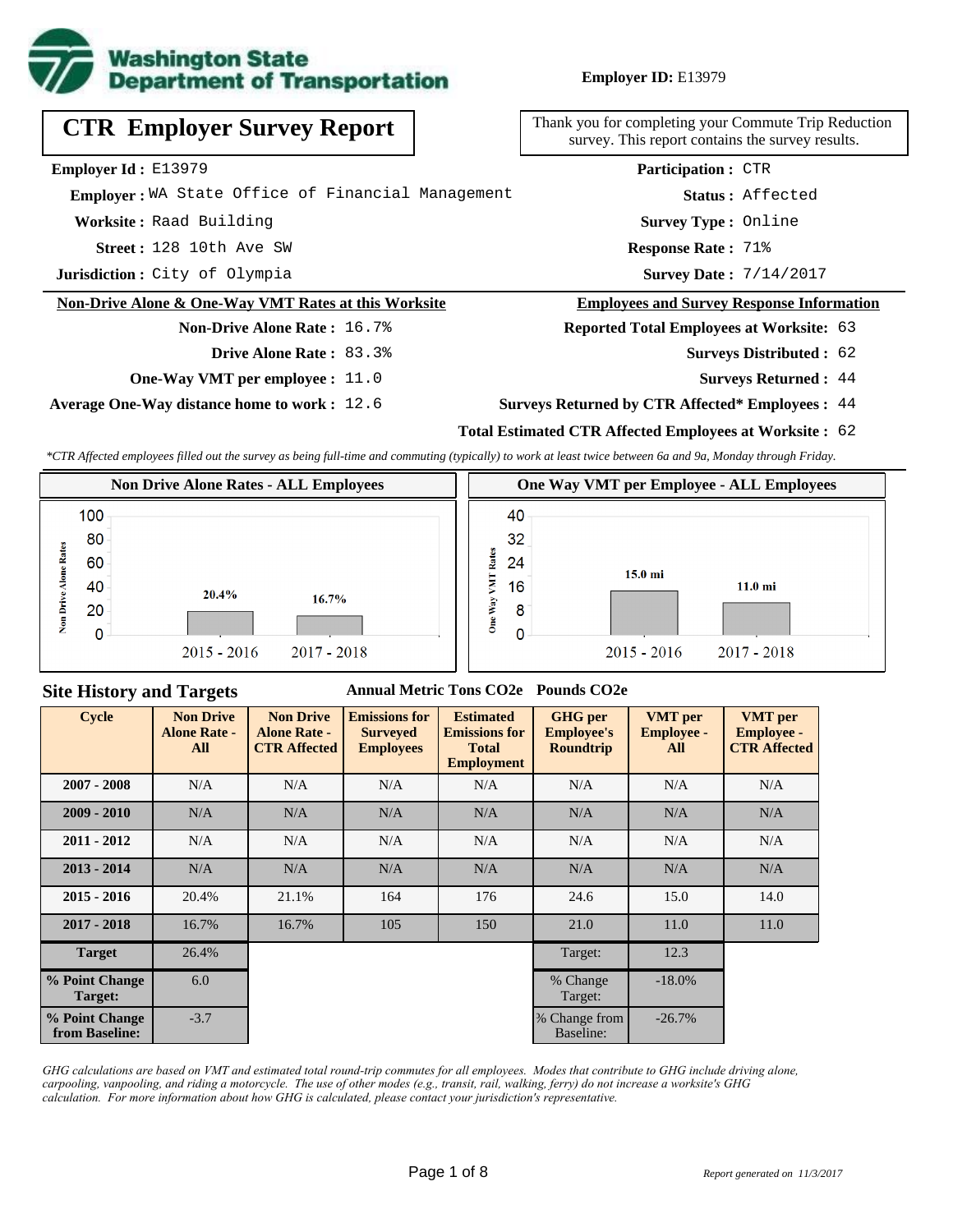**Employer ID:** E13979

# CTR Employer Survey Report

Thank you for completing your Commute Trip Reduction survey. This report contains the survey results.

**Employer Id :** E13979
**Employer :** WA State Office of Financial Management
**Worksite :** Raad Building
**Street :** 128 10th Ave SW
**Jurisdiction :** City of Olympia

**Participation :** CTR
**Status :** Affected
**Survey Type :** Online
**Response Rate :** 71%
**Survey Date :** 7/14/2017

## Non-Drive Alone & One-Way VMT Rates at this Worksite

**Non-Drive Alone Rate :** 16.7%
**Drive Alone Rate :** 83.3%
**One-Way VMT per employee :** 11.0
**Average One-Way distance home to work :** 12.6

## Employees and Survey Response Information

**Reported Total Employees at Worksite:** 63
**Surveys Distributed :** 62
**Surveys Returned :** 44
**Surveys Returned by CTR Affected* Employees :** 44
**Total Estimated CTR Affected Employees at Worksite :** 62

*\*CTR Affected employees filled out the survey as being full-time and commuting (typically) to work at least twice between 6a and 9a, Monday through Friday.*

### Non Drive Alone Rates - ALL Employees

| Cycle | Non Drive Alone Rate |
|---|---|
| 2015 - 2016 | 20.4% |
| 2017 - 2018 | 16.7% |

### One Way VMT per Employee - ALL Employees

| Cycle | One Way VMT |
|---|---|
| 2015 - 2016 | 15.0 mi |
| 2017 - 2018 | 11.0 mi |

## Site History and Targets

Annual Metric Tons CO2e   Pounds CO2e

| Cycle | Non Drive Alone Rate - All | Non Drive Alone Rate - CTR Affected | Emissions for Surveyed Employees | Estimated Emissions for Total Employment | GHG per Employee's Roundtrip | VMT per Employee - All | VMT per Employee - CTR Affected |
|---|---|---|---|---|---|---|---|
| 2007 - 2008 | N/A | N/A | N/A | N/A | N/A | N/A | N/A |
| 2009 - 2010 | N/A | N/A | N/A | N/A | N/A | N/A | N/A |
| 2011 - 2012 | N/A | N/A | N/A | N/A | N/A | N/A | N/A |
| 2013 - 2014 | N/A | N/A | N/A | N/A | N/A | N/A | N/A |
| 2015 - 2016 | 20.4% | 21.1% | 164 | 176 | 24.6 | 15.0 | 14.0 |
| 2017 - 2018 | 16.7% | 16.7% | 105 | 150 | 21.0 | 11.0 | 11.0 |
| Target | 26.4% | | | | Target: | 12.3 | |
| % Point Change Target: | 6.0 | | | | % Change Target: | -18.0% | |
| % Point Change from Baseline: | -3.7 | | | | % Change from Baseline: | -26.7% | |

*GHG calculations are based on VMT and estimated total round-trip commutes for all employees. Modes that contribute to GHG include driving alone, carpooling, vanpooling, and riding a motorcycle. The use of other modes (e.g., transit, rail, walking, ferry) do not increase a worksite's GHG calculation. For more information about how GHG is calculated, please contact your jurisdiction's representative.*

*Report generated on 11/3/2017*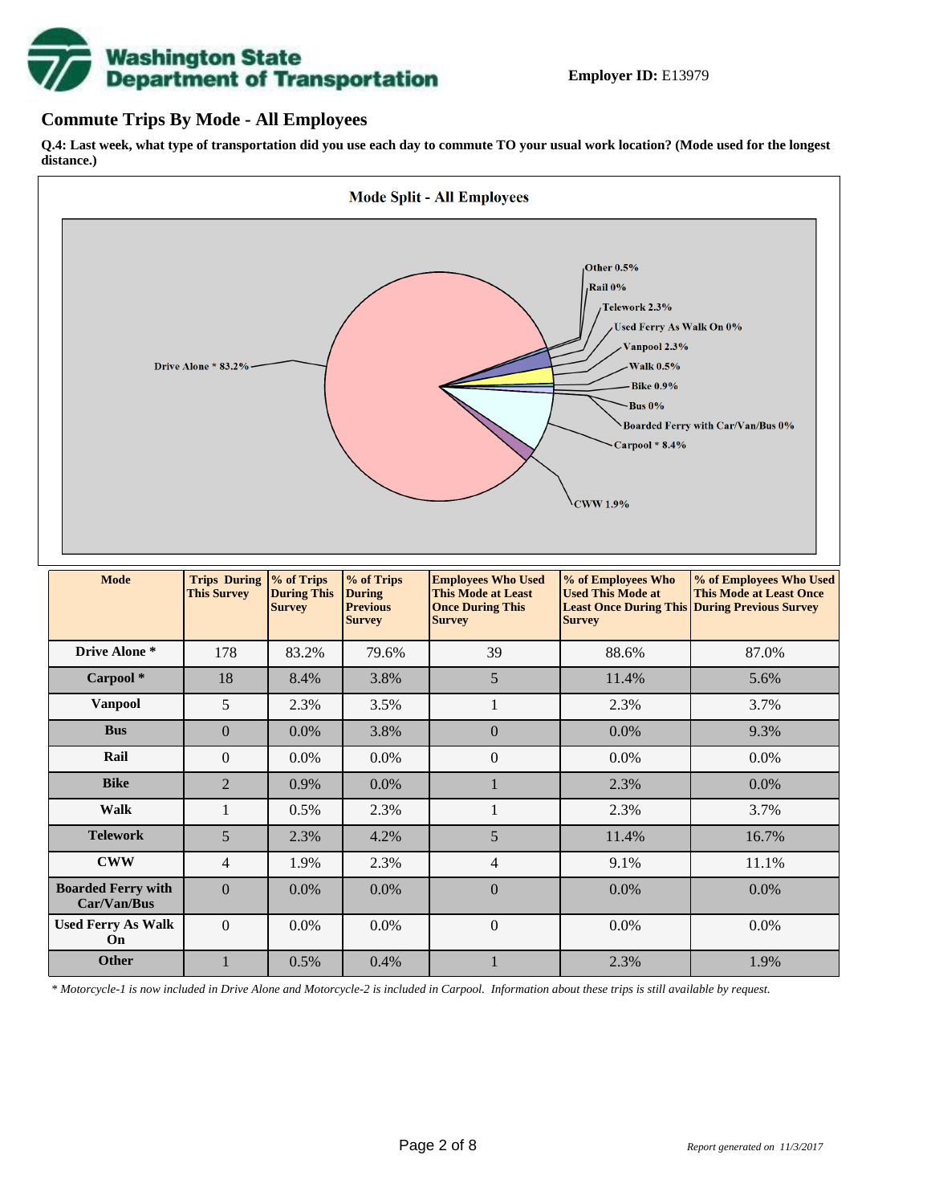**Employer ID:** E13979

## Commute Trips By Mode - All Employees

**Q.4: Last week, what type of transportation did you use each day to commute TO your usual work location? (Mode used for the longest distance.)**

**Mode Split - All Employees**

Drive Alone * 83.2%, Other 0.5%, Rail 0%, Telework 2.3%, Used Ferry As Walk On 0%, Vanpool 2.3%, Walk 0.5%, Bike 0.9%, Bus 0%, Boarded Ferry with Car/Van/Bus 0%, Carpool * 8.4%, CWW 1.9%

| Mode | Trips During This Survey | % of Trips During This Survey | % of Trips During Previous Survey | Employees Who Used This Mode at Least Once During This Survey | % of Employees Who Used This Mode at Least Once During This Survey | % of Employees Who Used This Mode at Least Once During Previous Survey |
|---|---|---|---|---|---|---|
| Drive Alone * | 178 | 83.2% | 79.6% | 39 | 88.6% | 87.0% |
| Carpool * | 18 | 8.4% | 3.8% | 5 | 11.4% | 5.6% |
| Vanpool | 5 | 2.3% | 3.5% | 1 | 2.3% | 3.7% |
| Bus | 0 | 0.0% | 3.8% | 0 | 0.0% | 9.3% |
| Rail | 0 | 0.0% | 0.0% | 0 | 0.0% | 0.0% |
| Bike | 2 | 0.9% | 0.0% | 1 | 2.3% | 0.0% |
| Walk | 1 | 0.5% | 2.3% | 1 | 2.3% | 3.7% |
| Telework | 5 | 2.3% | 4.2% | 5 | 11.4% | 16.7% |
| CWW | 4 | 1.9% | 2.3% | 4 | 9.1% | 11.1% |
| Boarded Ferry with Car/Van/Bus | 0 | 0.0% | 0.0% | 0 | 0.0% | 0.0% |
| Used Ferry As Walk On | 0 | 0.0% | 0.0% | 0 | 0.0% | 0.0% |
| Other | 1 | 0.5% | 0.4% | 1 | 2.3% | 1.9% |

*\* Motorcycle-1 is now included in Drive Alone and Motorcycle-2 is included in Carpool. Information about these trips is still available by request.*

*Report generated on 11/3/2017*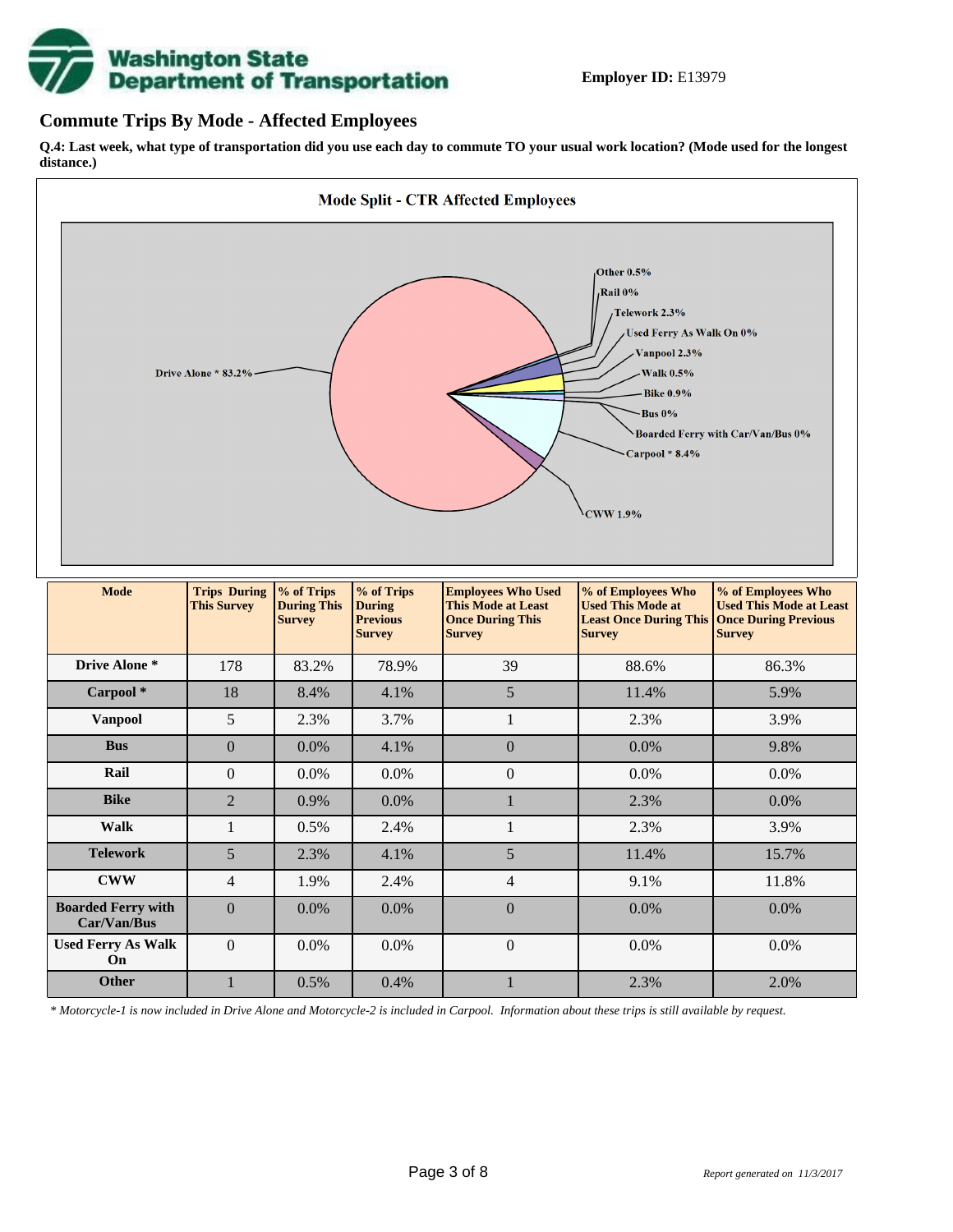**Employer ID:** E13979

## Commute Trips By Mode - Affected Employees

**Q.4: Last week, what type of transportation did you use each day to commute TO your usual work location? (Mode used for the longest distance.)**

**Mode Split - CTR Affected Employees**

Drive Alone * 83.2%
Other 0.5%
Rail 0%
Telework 2.3%
Used Ferry As Walk On 0%
Vanpool 2.3%
Walk 0.5%
Bike 0.9%
Bus 0%
Boarded Ferry with Car/Van/Bus 0%
Carpool * 8.4%
CWW 1.9%

| Mode | Trips During This Survey | % of Trips During This Survey | % of Trips During Previous Survey | Employees Who Used This Mode at Least Once During This Survey | % of Employees Who Used This Mode at Least Once During This Survey | % of Employees Who Used This Mode at Least Once During Previous Survey |
|---|---|---|---|---|---|---|
| **Drive Alone *** | 178 | 83.2% | 78.9% | 39 | 88.6% | 86.3% |
| **Carpool *** | 18 | 8.4% | 4.1% | 5 | 11.4% | 5.9% |
| **Vanpool** | 5 | 2.3% | 3.7% | 1 | 2.3% | 3.9% |
| **Bus** | 0 | 0.0% | 4.1% | 0 | 0.0% | 9.8% |
| **Rail** | 0 | 0.0% | 0.0% | 0 | 0.0% | 0.0% |
| **Bike** | 2 | 0.9% | 0.0% | 1 | 2.3% | 0.0% |
| **Walk** | 1 | 0.5% | 2.4% | 1 | 2.3% | 3.9% |
| **Telework** | 5 | 2.3% | 4.1% | 5 | 11.4% | 15.7% |
| **CWW** | 4 | 1.9% | 2.4% | 4 | 9.1% | 11.8% |
| **Boarded Ferry with Car/Van/Bus** | 0 | 0.0% | 0.0% | 0 | 0.0% | 0.0% |
| **Used Ferry As Walk On** | 0 | 0.0% | 0.0% | 0 | 0.0% | 0.0% |
| **Other** | 1 | 0.5% | 0.4% | 1 | 2.3% | 2.0% |

*\* Motorcycle-1 is now included in Drive Alone and Motorcycle-2 is included in Carpool. Information about these trips is still available by request.*

*Report generated on 11/3/2017*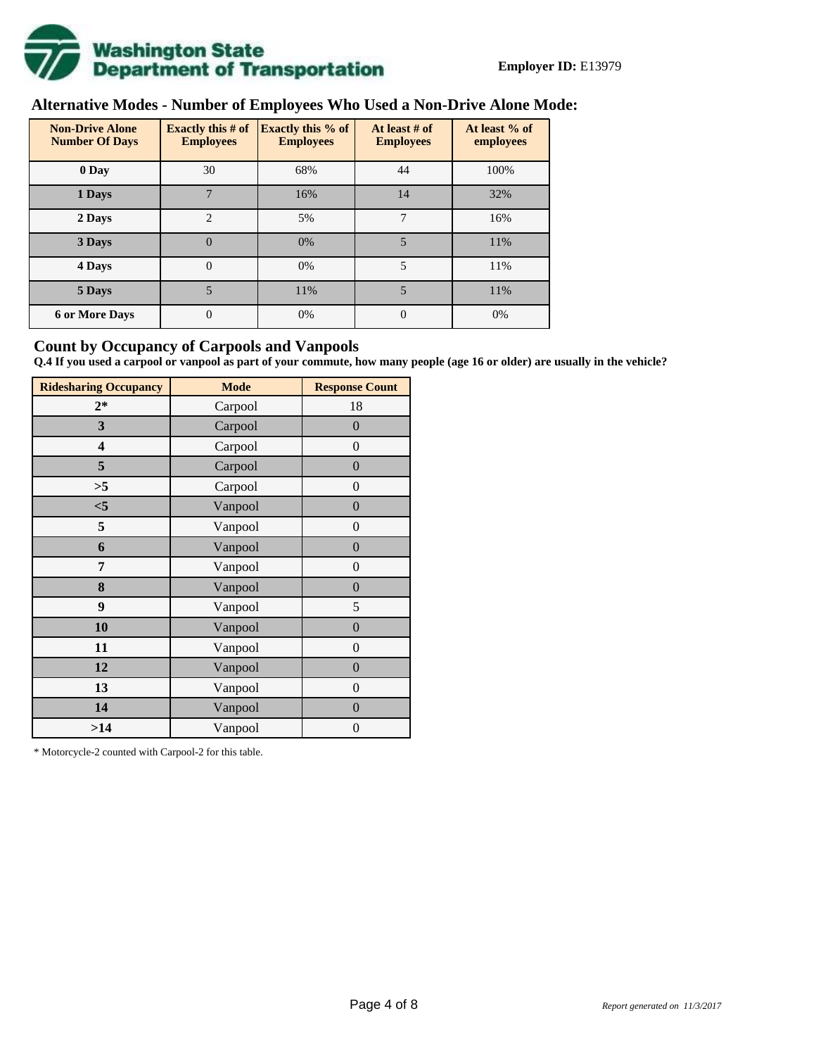**Employer ID:** E13979

## Alternative Modes - Number of Employees Who Used a Non-Drive Alone Mode:

| Non-Drive Alone Number Of Days | Exactly this # of Employees | Exactly this % of Employees | At least # of Employees | At least % of employees |
|---|---|---|---|---|
| 0 Day | 30 | 68% | 44 | 100% |
| 1 Days | 7 | 16% | 14 | 32% |
| 2 Days | 2 | 5% | 7 | 16% |
| 3 Days | 0 | 0% | 5 | 11% |
| 4 Days | 0 | 0% | 5 | 11% |
| 5 Days | 5 | 11% | 5 | 11% |
| 6 or More Days | 0 | 0% | 0 | 0% |

## Count by Occupancy of Carpools and Vanpools

**Q.4 If you used a carpool or vanpool as part of your commute, how many people (age 16 or older) are usually in the vehicle?**

| Ridesharing Occupancy | Mode | Response Count |
|---|---|---|
| 2* | Carpool | 18 |
| 3 | Carpool | 0 |
| 4 | Carpool | 0 |
| 5 | Carpool | 0 |
| >5 | Carpool | 0 |
| <5 | Vanpool | 0 |
| 5 | Vanpool | 0 |
| 6 | Vanpool | 0 |
| 7 | Vanpool | 0 |
| 8 | Vanpool | 0 |
| 9 | Vanpool | 5 |
| 10 | Vanpool | 0 |
| 11 | Vanpool | 0 |
| 12 | Vanpool | 0 |
| 13 | Vanpool | 0 |
| 14 | Vanpool | 0 |
| >14 | Vanpool | 0 |

* Motorcycle-2 counted with Carpool-2 for this table.

*Report generated on 11/3/2017*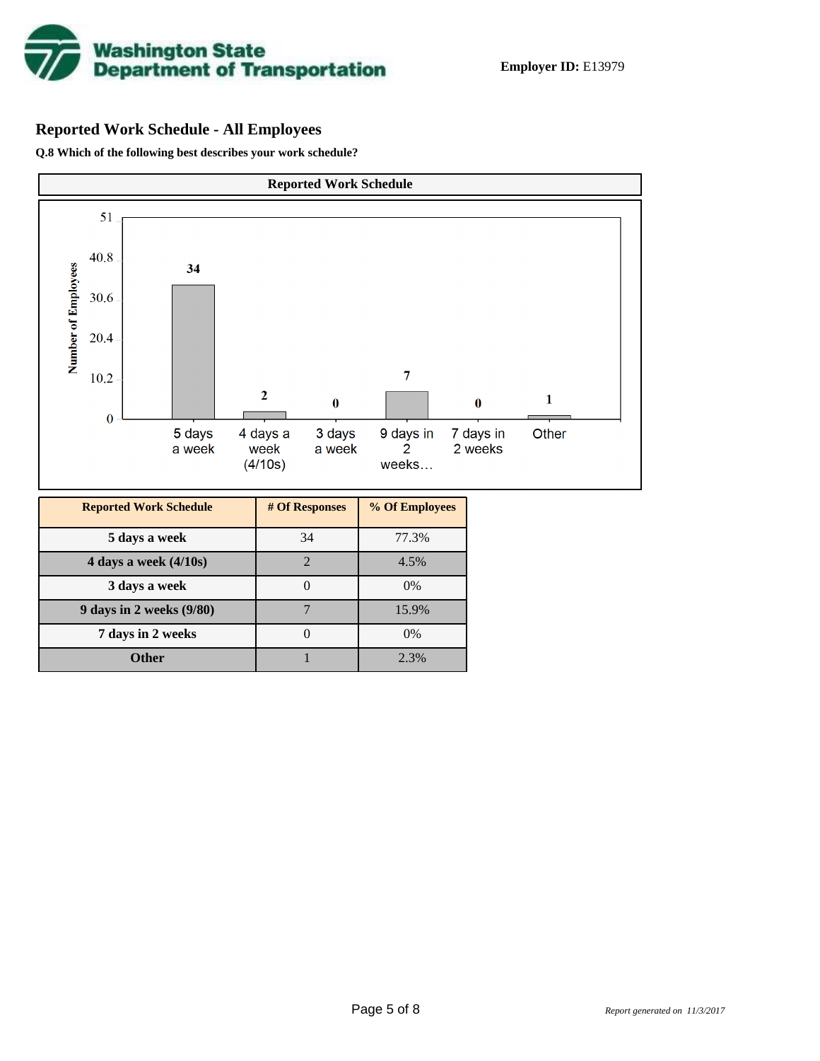**Employer ID:** E13979

## Reported Work Schedule - All Employees

**Q.8 Which of the following best describes your work schedule?**

**Reported Work Schedule**

| Reported Work Schedule | # Of Responses | % Of Employees |
|---|---|---|
| 5 days a week | 34 | 77.3% |
| 4 days a week (4/10s) | 2 | 4.5% |
| 3 days a week | 0 | 0% |
| 9 days in 2 weeks (9/80) | 7 | 15.9% |
| 7 days in 2 weeks | 0 | 0% |
| Other | 1 | 2.3% |

*Report generated on 11/3/2017*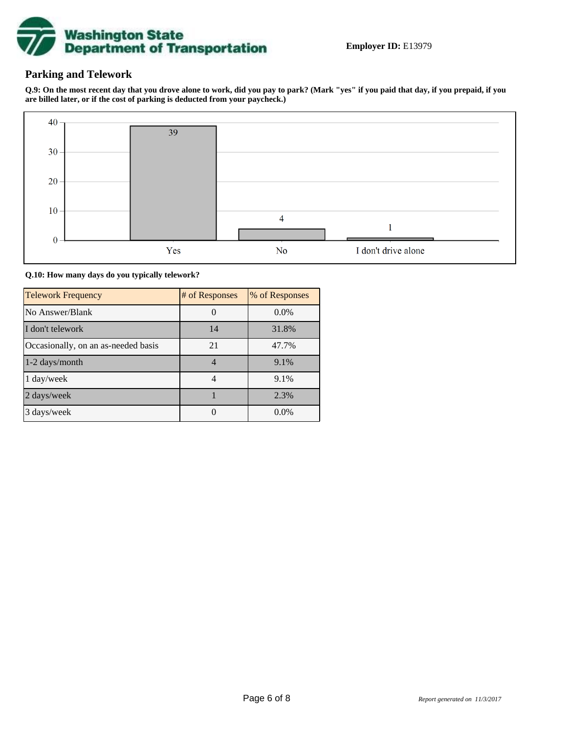**Employer ID:** E13979

## Parking and Telework

**Q.9: On the most recent day that you drove alone to work, did you pay to park? (Mark "yes" if you paid that day, if you prepaid, if you are billed later, or if the cost of parking is deducted from your paycheck.)**

| Response | Count |
|---|---|
| Yes | 39 |
| No | 4 |
| I don't drive alone | 1 |

**Q.10: How many days do you typically telework?**

| Telework Frequency | # of Responses | % of Responses |
|---|---|---|
| No Answer/Blank | 0 | 0.0% |
| I don't telework | 14 | 31.8% |
| Occasionally, on an as-needed basis | 21 | 47.7% |
| 1-2 days/month | 4 | 9.1% |
| 1 day/week | 4 | 9.1% |
| 2 days/week | 1 | 2.3% |
| 3 days/week | 0 | 0.0% |

*Report generated on 11/3/2017*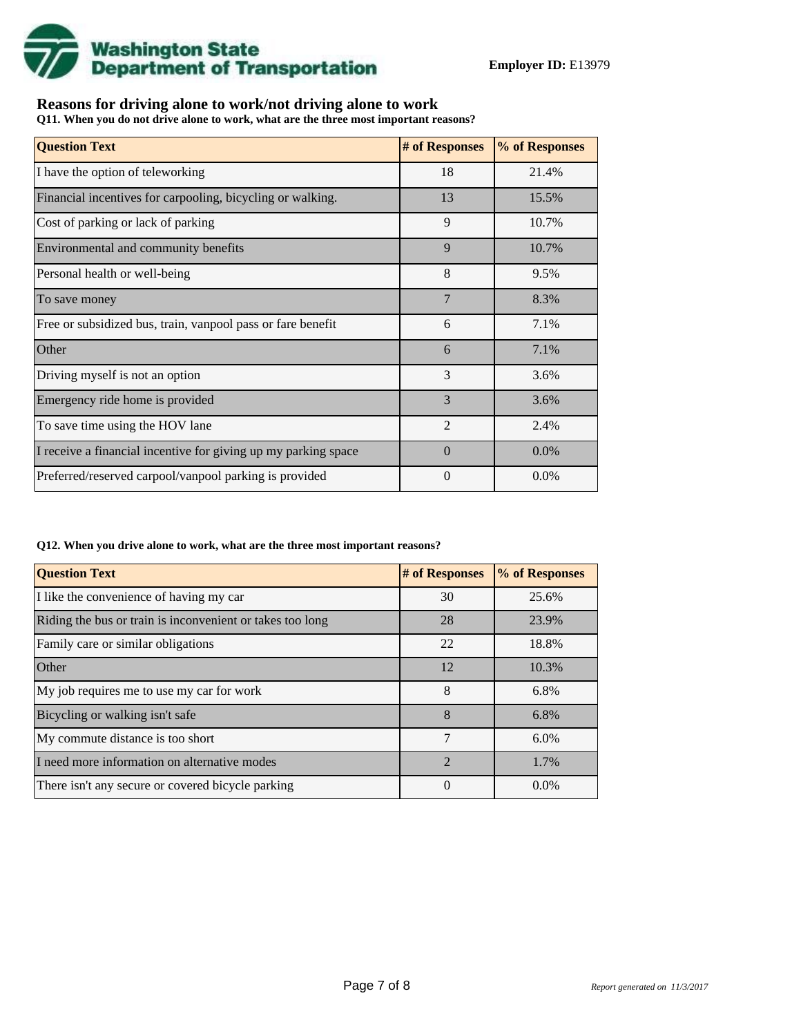**Employer ID:** E13979

## Reasons for driving alone to work/not driving alone to work

**Q11. When you do not drive alone to work, what are the three most important reasons?**

| Question Text | # of Responses | % of Responses |
|---|---|---|
| I have the option of teleworking | 18 | 21.4% |
| Financial incentives for carpooling, bicycling or walking. | 13 | 15.5% |
| Cost of parking or lack of parking | 9 | 10.7% |
| Environmental and community benefits | 9 | 10.7% |
| Personal health or well-being | 8 | 9.5% |
| To save money | 7 | 8.3% |
| Free or subsidized bus, train, vanpool pass or fare benefit | 6 | 7.1% |
| Other | 6 | 7.1% |
| Driving myself is not an option | 3 | 3.6% |
| Emergency ride home is provided | 3 | 3.6% |
| To save time using the HOV lane | 2 | 2.4% |
| I receive a financial incentive for giving up my parking space | 0 | 0.0% |
| Preferred/reserved carpool/vanpool parking is provided | 0 | 0.0% |

**Q12. When you drive alone to work, what are the three most important reasons?**

| Question Text | # of Responses | % of Responses |
|---|---|---|
| I like the convenience of having my car | 30 | 25.6% |
| Riding the bus or train is inconvenient or takes too long | 28 | 23.9% |
| Family care or similar obligations | 22 | 18.8% |
| Other | 12 | 10.3% |
| My job requires me to use my car for work | 8 | 6.8% |
| Bicycling or walking isn't safe | 8 | 6.8% |
| My commute distance is too short | 7 | 6.0% |
| I need more information on alternative modes | 2 | 1.7% |
| There isn't any secure or covered bicycle parking | 0 | 0.0% |

*Report generated on 11/3/2017*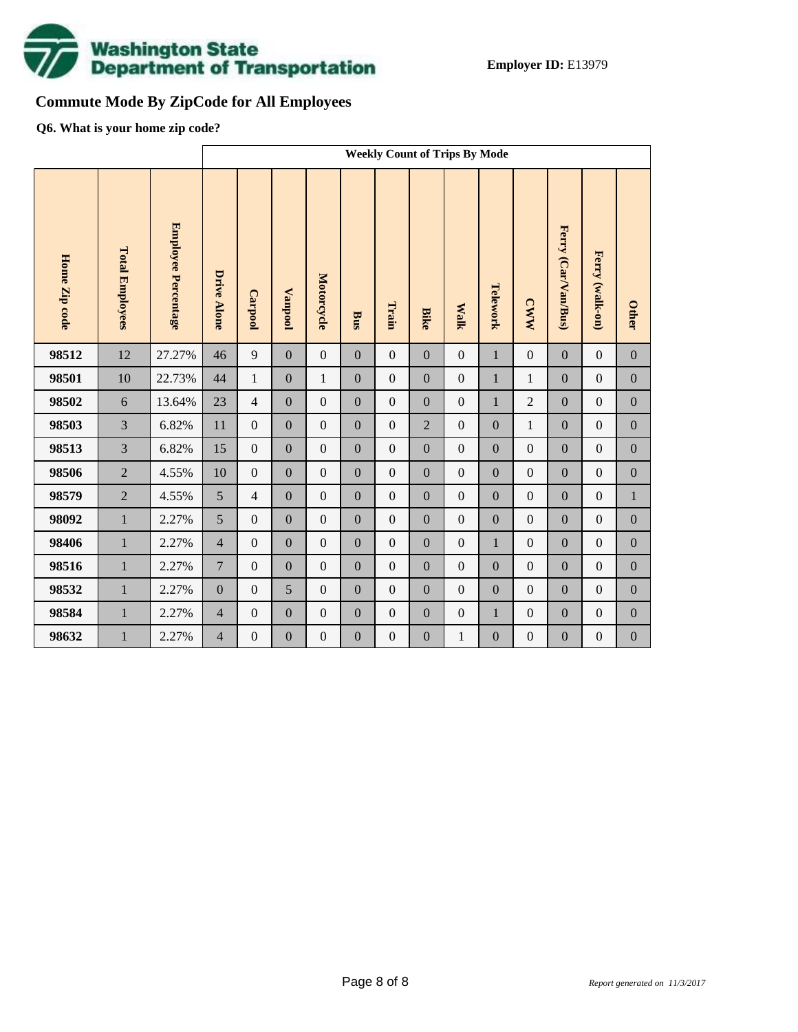**Employer ID:** E13979

## Commute Mode By ZipCode for All Employees

**Q6. What is your home zip code?**

| | | | Weekly Count of Trips By Mode | | | | | | | | | | | | |
|---|---|---|---|---|---|---|---|---|---|---|---|---|---|---|---|
| Home Zip code | Total Employees | Employee Percentage | Drive Alone | Carpool | Vanpool | Motorcycle | Bus | Train | Bike | Walk | Telework | CWW | Ferry (Car/Van/Bus) | Ferry (walk-on) | Other |
| 98512 | 12 | 27.27% | 46 | 9 | 0 | 0 | 0 | 0 | 0 | 0 | 1 | 0 | 0 | 0 | 0 |
| 98501 | 10 | 22.73% | 44 | 1 | 0 | 1 | 0 | 0 | 0 | 0 | 1 | 1 | 0 | 0 | 0 |
| 98502 | 6 | 13.64% | 23 | 4 | 0 | 0 | 0 | 0 | 0 | 0 | 1 | 2 | 0 | 0 | 0 |
| 98503 | 3 | 6.82% | 11 | 0 | 0 | 0 | 0 | 0 | 2 | 0 | 0 | 1 | 0 | 0 | 0 |
| 98513 | 3 | 6.82% | 15 | 0 | 0 | 0 | 0 | 0 | 0 | 0 | 0 | 0 | 0 | 0 | 0 |
| 98506 | 2 | 4.55% | 10 | 0 | 0 | 0 | 0 | 0 | 0 | 0 | 0 | 0 | 0 | 0 | 0 |
| 98579 | 2 | 4.55% | 5 | 4 | 0 | 0 | 0 | 0 | 0 | 0 | 0 | 0 | 0 | 0 | 1 |
| 98092 | 1 | 2.27% | 5 | 0 | 0 | 0 | 0 | 0 | 0 | 0 | 0 | 0 | 0 | 0 | 0 |
| 98406 | 1 | 2.27% | 4 | 0 | 0 | 0 | 0 | 0 | 0 | 0 | 1 | 0 | 0 | 0 | 0 |
| 98516 | 1 | 2.27% | 7 | 0 | 0 | 0 | 0 | 0 | 0 | 0 | 0 | 0 | 0 | 0 | 0 |
| 98532 | 1 | 2.27% | 0 | 0 | 5 | 0 | 0 | 0 | 0 | 0 | 0 | 0 | 0 | 0 | 0 |
| 98584 | 1 | 2.27% | 4 | 0 | 0 | 0 | 0 | 0 | 0 | 0 | 1 | 0 | 0 | 0 | 0 |
| 98632 | 1 | 2.27% | 4 | 0 | 0 | 0 | 0 | 0 | 0 | 1 | 0 | 0 | 0 | 0 | 0 |

*Report generated on 11/3/2017*